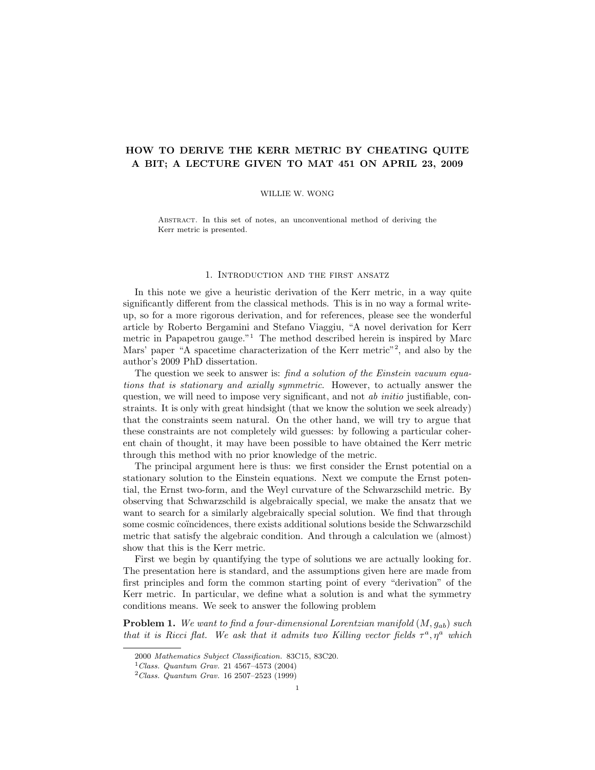# HOW TO DERIVE THE KERR METRIC BY CHEATING QUITE A BIT; A LECTURE GIVEN TO MAT 451 ON APRIL 23, 2009

WILLIE W. WONG

Abstract. In this set of notes, an unconventional method of deriving the Kerr metric is presented.

## 1. Introduction and the first ansatz

In this note we give a heuristic derivation of the Kerr metric, in a way quite significantly different from the classical methods. This is in no way a formal write-up, so for a more rigorous derivation, and for references, please see the wonderful article by Roberto Bergamini and Stefano Viaggiu, "A novel derivation for Kerr metric in Papapetrou gauge."[1] The method described herein is inspired by Marc Mars' paper "A spacetime characterization of the Kerr metric"[2], and also by the author's 2009 PhD dissertation.

The question we seek to answer is: *find a solution of the Einstein vacuum equations that is stationary and axially symmetric*. However, to actually answer the question, we will need to impose very significant, and not *ab initio* justifiable, constraints. It is only with great hindsight (that we know the solution we seek already) that the constraints seem natural. On the other hand, we will try to argue that these constraints are not completely wild guesses: by following a particular coherent chain of thought, it may have been possible to have obtained the Kerr metric through this method with no prior knowledge of the metric.

The principal argument here is thus: we first consider the Ernst potential on a stationary solution to the Einstein equations. Next we compute the Ernst potential, the Ernst two-form, and the Weyl curvature of the Schwarzschild metric. By observing that Schwarzschild is algebraically special, we make the ansatz that we want to search for a similarly algebraically special solution. We find that through some cosmic coïncidences, there exists additional solutions beside the Schwarzschild metric that satisfy the algebraic condition. And through a calculation we (almost) show that this is the Kerr metric.

First we begin by quantifying the type of solutions we are actually looking for. The presentation here is standard, and the assumptions given here are made from first principles and form the common starting point of every "derivation" of the Kerr metric. In particular, we define what a solution is and what the symmetry conditions means. We seek to answer the following problem

**Problem 1.** *We want to find a four-dimensional Lorentzian manifold $(M, g_{ab})$ such that it is Ricci flat. We ask that it admits two Killing vector fields $\tau^a, \eta^a$ which*

---

2000 *Mathematics Subject Classification.* 83C15, 83C20.

[1] *Class. Quantum Grav.* 21 4567–4573 (2004)

[2] *Class. Quantum Grav.* 16 2507–2523 (1999)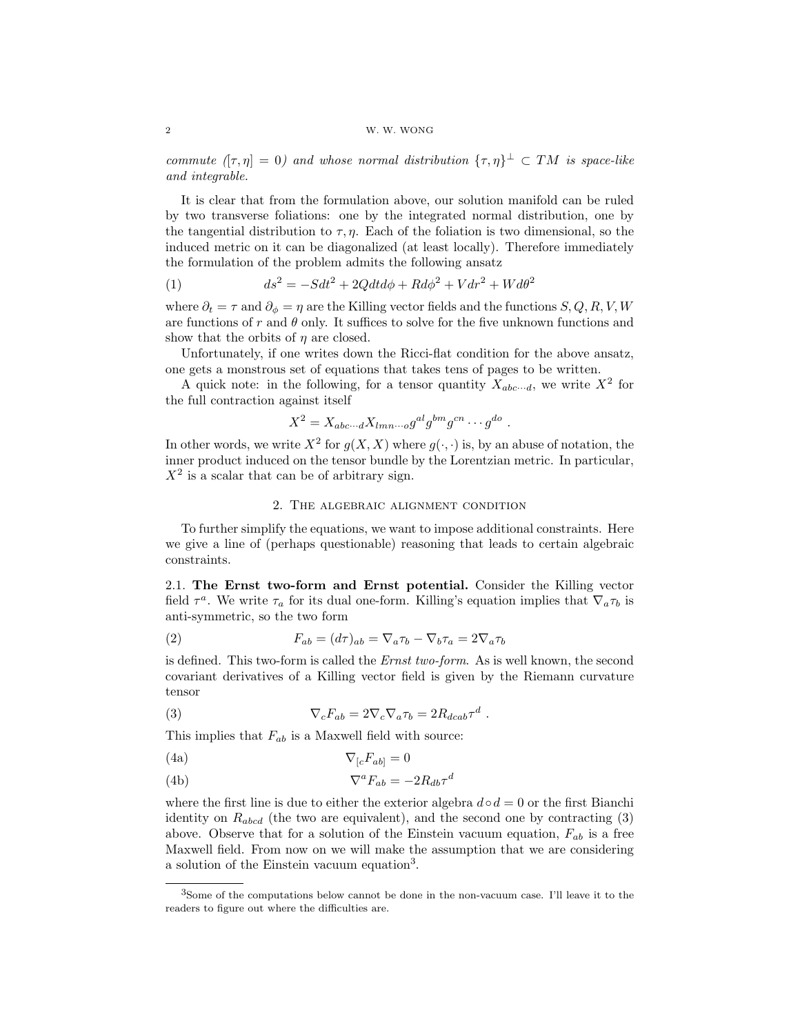*commute ($[\tau, \eta] = 0$) and whose normal distribution $\{\tau, \eta\}^\perp \subset TM$ is space-like and integrable.*

It is clear that from the formulation above, our solution manifold can be ruled by two transverse foliations: one by the integrated normal distribution, one by the tangential distribution to $\tau, \eta$. Each of the foliation is two dimensional, so the induced metric on it can be diagonalized (at least locally). Therefore immediately the formulation of the problem admits the following ansatz

$$ds^2 = -Sdt^2 + 2Qdtd\phi + Rd\phi^2 + Vdr^2 + Wd\theta^2 \tag{1}$$

where $\partial_t = \tau$ and $\partial_\phi = \eta$ are the Killing vector fields and the functions $S, Q, R, V, W$ are functions of $r$ and $\theta$ only. It suffices to solve for the five unknown functions and show that the orbits of $\eta$ are closed.

Unfortunately, if one writes down the Ricci-flat condition for the above ansatz, one gets a monstrous set of equations that takes tens of pages to be written.

A quick note: in the following, for a tensor quantity $X_{abc\cdots d}$, we write $X^2$ for the full contraction against itself

$$X^2 = X_{abc\cdots d} X_{lmn\cdots o} g^{al} g^{bm} g^{cn} \cdots g^{do} \; .$$

In other words, we write $X^2$ for $g(X, X)$ where $g(\cdot, \cdot)$ is, by an abuse of notation, the inner product induced on the tensor bundle by the Lorentzian metric. In particular, $X^2$ is a scalar that can be of arbitrary sign.

## 2. The algebraic alignment condition

To further simplify the equations, we want to impose additional constraints. Here we give a line of (perhaps questionable) reasoning that leads to certain algebraic constraints.

**2.1. The Ernst two-form and Ernst potential.** Consider the Killing vector field $\tau^a$. We write $\tau_a$ for its dual one-form. Killing's equation implies that $\nabla_a \tau_b$ is anti-symmetric, so the two form

$$F_{ab} = (d\tau)_{ab} = \nabla_a \tau_b - \nabla_b \tau_a = 2\nabla_a \tau_b \tag{2}$$

is defined. This two-form is called the *Ernst two-form*. As is well known, the second covariant derivatives of a Killing vector field is given by the Riemann curvature tensor

$$\nabla_c F_{ab} = 2\nabla_c \nabla_a \tau_b = 2R_{dcab}\tau^d \; . \tag{3}$$

This implies that $F_{ab}$ is a Maxwell field with source:

$$\nabla_{[c} F_{ab]} = 0 \tag{4a}$$

$$\nabla^a F_{ab} = -2R_{db}\tau^d \tag{4b}$$

where the first line is due to either the exterior algebra $d \circ d = 0$ or the first Bianchi identity on $R_{abcd}$ (the two are equivalent), and the second one by contracting (3) above. Observe that for a solution of the Einstein vacuum equation, $F_{ab}$ is a free Maxwell field. From now on we will make the assumption that we are considering a solution of the Einstein vacuum equation[3].

[3]Some of the computations below cannot be done in the non-vacuum case. I'll leave it to the readers to figure out where the difficulties are.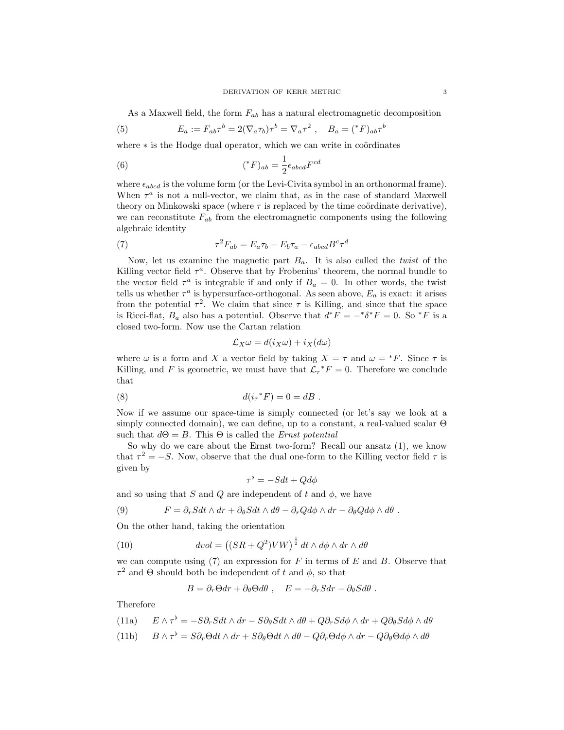As a Maxwell field, the form $F_{ab}$ has a natural electromagnetic decomposition

$$E_a := F_{ab}\tau^b = 2(\nabla_a \tau_b)\tau^b = \nabla_a \tau^2 \ , \quad B_a = ({}^*F)_{ab}\tau^b \tag{5}$$

where $*$ is the Hodge dual operator, which we can write in coördinates

$$({}^*F)_{ab} = \frac{1}{2}\epsilon_{abcd}F^{cd} \tag{6}$$

where $\epsilon_{abcd}$ is the volume form (or the Levi-Civita symbol in an orthonormal frame). When $\tau^a$ is not a null-vector, we claim that, as in the case of standard Maxwell theory on Minkowski space (where $\tau$ is replaced by the time coördinate derivative), we can reconstitute $F_{ab}$ from the electromagnetic components using the following algebraic identity

$$\tau^2 F_{ab} = E_a\tau_b - E_b\tau_a - \epsilon_{abcd}B^c\tau^d \tag{7}$$

Now, let us examine the magnetic part $B_a$. It is also called the *twist* of the Killing vector field $\tau^a$. Observe that by Frobenius' theorem, the normal bundle to the vector field $\tau^a$ is integrable if and only if $B_a = 0$. In other words, the twist tells us whether $\tau^a$ is hypersurface-orthogonal. As seen above, $E_a$ is exact: it arises from the potential $\tau^2$. We claim that since $\tau$ is Killing, and since that the space is Ricci-flat, $B_a$ also has a potential. Observe that $d^*F = -^*\delta^*F = 0$. So ${}^*F$ is a closed two-form. Now use the Cartan relation

$$\mathcal{L}_X\omega = d(i_X\omega) + i_X(d\omega)$$

where $\omega$ is a form and $X$ a vector field by taking $X = \tau$ and $\omega = {}^*F$. Since $\tau$ is Killing, and $F$ is geometric, we must have that $\mathcal{L}_\tau {}^*F = 0$. Therefore we conclude that

$$d(i_\tau {}^*F) = 0 = dB \ . \tag{8}$$

Now if we assume our space-time is simply connected (or let's say we look at a simply connected domain), we can define, up to a constant, a real-valued scalar $\Theta$ such that $d\Theta = B$. This $\Theta$ is called the *Ernst potential*

So why do we care about the Ernst two-form? Recall our ansatz (1), we know that $\tau^2 = -S$. Now, observe that the dual one-form to the Killing vector field $\tau$ is given by

$$\tau^\flat = -Sdt + Qd\phi$$

and so using that $S$ and $Q$ are independent of $t$ and $\phi$, we have

$$F = \partial_r S dt \wedge dr + \partial_\theta S dt \wedge d\theta - \partial_r Q d\phi \wedge dr - \partial_\theta Q d\phi \wedge d\theta \ . \tag{9}$$

On the other hand, taking the orientation

$$dvol = \left((SR + Q^2)VW\right)^{\frac{1}{2}} dt \wedge d\phi \wedge dr \wedge d\theta \tag{10}$$

we can compute using (7) an expression for $F$ in terms of $E$ and $B$. Observe that $\tau^2$ and $\Theta$ should both be independent of $t$ and $\phi$, so that

$$B = \partial_r\Theta dr + \partial_\theta\Theta d\theta \ , \quad E = -\partial_r S dr - \partial_\theta S d\theta \ .$$

Therefore

$$E \wedge \tau^\flat = -S\partial_r S dt \wedge dr - S\partial_\theta S dt \wedge d\theta + Q\partial_r S d\phi \wedge dr + Q\partial_\theta S d\phi \wedge d\theta \tag{11a}$$

$$B \wedge \tau^\flat = S\partial_r\Theta dt \wedge dr + S\partial_\theta\Theta dt \wedge d\theta - Q\partial_r\Theta d\phi \wedge dr - Q\partial_\theta\Theta d\phi \wedge d\theta \tag{11b}$$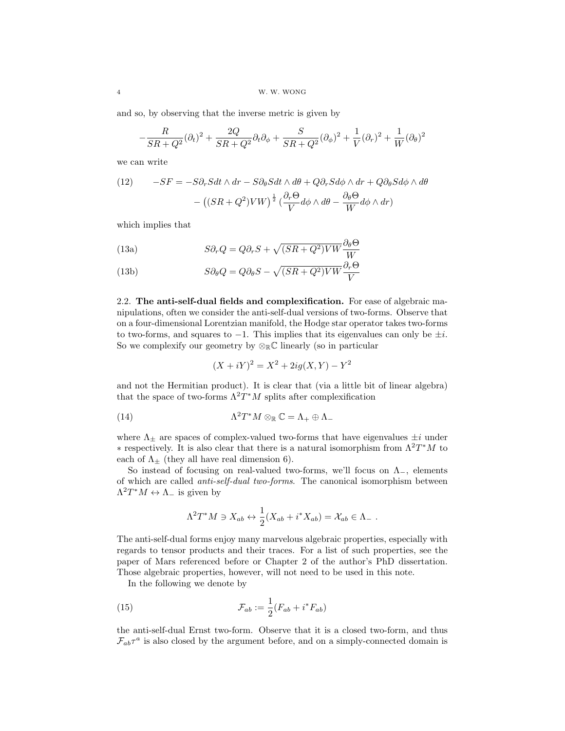and so, by observing that the inverse metric is given by

$$-\frac{R}{SR+Q^2}(\partial_t)^2 + \frac{2Q}{SR+Q^2}\partial_t\partial_\phi + \frac{S}{SR+Q^2}(\partial_\phi)^2 + \frac{1}{V}(\partial_r)^2 + \frac{1}{W}(\partial_\theta)^2$$

we can write

$$\begin{aligned}(12) \qquad -SF = -S\partial_r S dt\wedge dr - S\partial_\theta S dt\wedge d\theta + Q\partial_r S d\phi\wedge dr + Q\partial_\theta S d\phi\wedge d\theta \\ - \left((SR+Q^2)VW\right)^{\frac{1}{2}}\left(\frac{\partial_r\Theta}{V}d\phi\wedge d\theta - \frac{\partial_\theta\Theta}{W}d\phi\wedge dr\right)\end{aligned}$$

which implies that

$$S\partial_r Q = Q\partial_r S + \sqrt{(SR+Q^2)VW}\frac{\partial_\theta\Theta}{W} \tag{13a}$$

$$S\partial_\theta Q = Q\partial_\theta S - \sqrt{(SR+Q^2)VW}\frac{\partial_r\Theta}{V} \tag{13b}$$

### 2.2. The anti-self-dual fields and complexification.

For ease of algebraic manipulations, often we consider the anti-self-dual versions of two-forms. Observe that on a four-dimensional Lorentzian manifold, the Hodge star operator takes two-forms to two-forms, and squares to $-1$. This implies that its eigenvalues can only be $\pm i$. So we complexify our geometry by $\otimes_{\mathbb{R}}\mathbb{C}$ linearly (so in particular

$$(X+iY)^2 = X^2 + 2ig(X,Y) - Y^2$$

and not the Hermitian product). It is clear that (via a little bit of linear algebra) that the space of two-forms $\Lambda^2T^*M$ splits after complexification

$$\Lambda^2T^*M\otimes_{\mathbb{R}}\mathbb{C} = \Lambda_+\oplus\Lambda_- \tag{14}$$

where $\Lambda_\pm$ are spaces of complex-valued two-forms that have eigenvalues $\pm i$ under $*$ respectively. It is also clear that there is a natural isomorphism from $\Lambda^2T^*M$ to each of $\Lambda_\pm$ (they all have real dimension 6).

So instead of focusing on real-valued two-forms, we'll focus on $\Lambda_-$, elements of which are called *anti-self-dual two-forms*. The canonical isomorphism between $\Lambda^2T^*M\leftrightarrow\Lambda_-$ is given by

$$\Lambda^2T^*M\ni X_{ab}\leftrightarrow\frac{1}{2}(X_{ab}+i^*X_{ab}) = \mathcal{X}_{ab}\in\Lambda_- \ .$$

The anti-self-dual forms enjoy many marvelous algebraic properties, especially with regards to tensor products and their traces. For a list of such properties, see the paper of Mars referenced before or Chapter 2 of the author's PhD dissertation. Those algebraic properties, however, will not need to be used in this note.

In the following we denote by

$$\mathcal{F}_{ab} := \frac{1}{2}(F_{ab}+i^*F_{ab}) \tag{15}$$

the anti-self-dual Ernst two-form. Observe that it is a closed two-form, and thus $\mathcal{F}_{ab}\tau^a$ is also closed by the argument before, and on a simply-connected domain is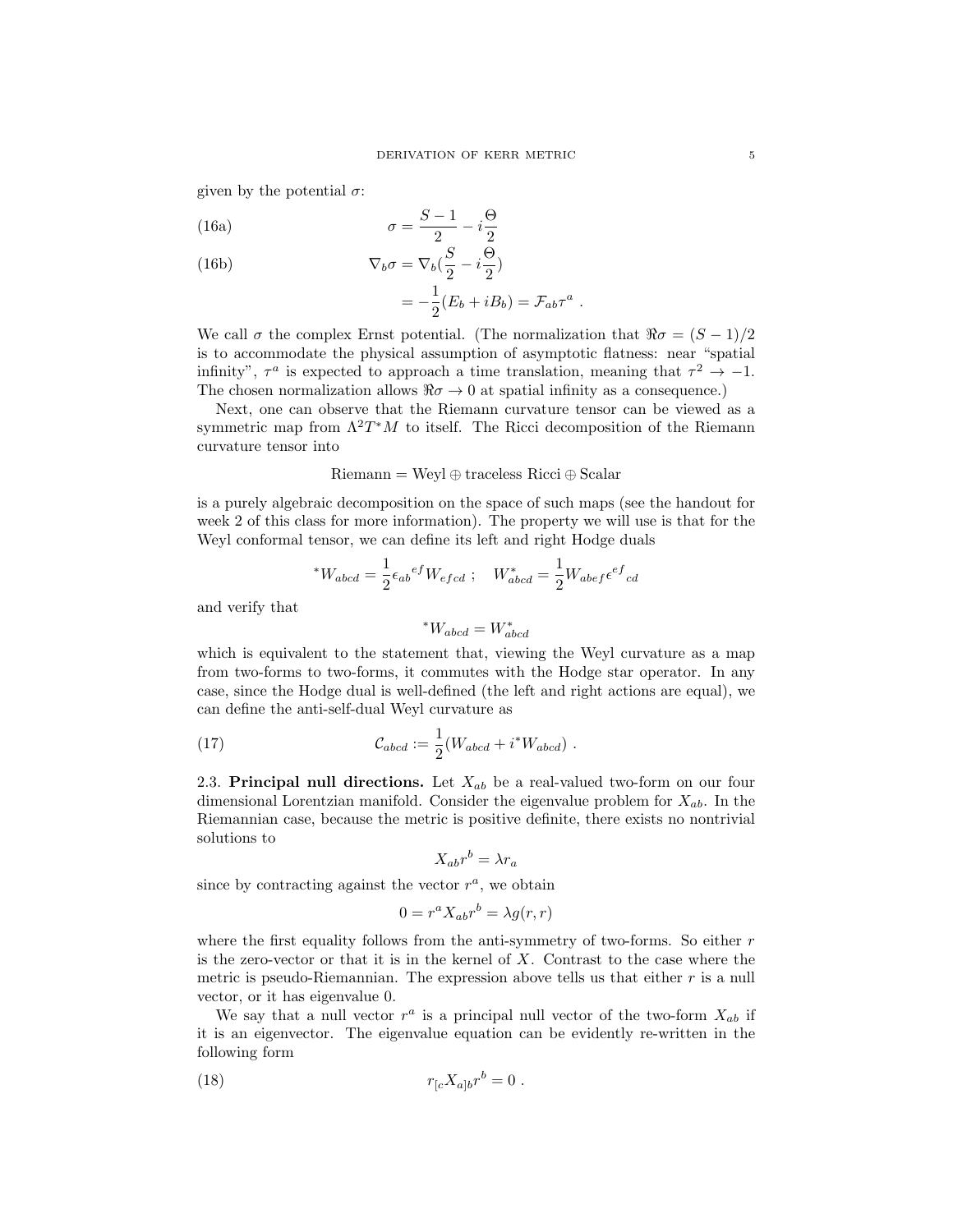given by the potential $\sigma$:

$$\sigma = \frac{S-1}{2} - i\frac{\Theta}{2} \tag{16a}$$

$$\begin{aligned}\nabla_b \sigma &= \nabla_b\left(\frac{S}{2} - i\frac{\Theta}{2}\right) \\ &= -\frac{1}{2}(E_b + iB_b) = \mathcal{F}_{ab}\tau^a \ .\end{aligned} \tag{16b}$$

We call $\sigma$ the complex Ernst potential. (The normalization that $\Re\sigma = (S-1)/2$ is to accommodate the physical assumption of asymptotic flatness: near "spatial infinity", $\tau^a$ is expected to approach a time translation, meaning that $\tau^2 \to -1$. The chosen normalization allows $\Re\sigma \to 0$ at spatial infinity as a consequence.)

Next, one can observe that the Riemann curvature tensor can be viewed as a symmetric map from $\Lambda^2 T^*M$ to itself. The Ricci decomposition of the Riemann curvature tensor into

$$\text{Riemann} = \text{Weyl} \oplus \text{traceless Ricci} \oplus \text{Scalar}$$

is a purely algebraic decomposition on the space of such maps (see the handout for week 2 of this class for more information). The property we will use is that for the Weyl conformal tensor, we can define its left and right Hodge duals

$$^*W_{abcd} = \frac{1}{2}\epsilon_{ab}{}^{ef}W_{efcd} \ ; \quad W^*_{abcd} = \frac{1}{2}W_{abef}\epsilon^{ef}{}_{cd}$$

and verify that

$$^*W_{abcd} = W^*_{abcd}$$

which is equivalent to the statement that, viewing the Weyl curvature as a map from two-forms to two-forms, it commutes with the Hodge star operator. In any case, since the Hodge dual is well-defined (the left and right actions are equal), we can define the anti-self-dual Weyl curvature as

$$\mathcal{C}_{abcd} := \frac{1}{2}(W_{abcd} + i\,^*W_{abcd}) \ . \tag{17}$$

### 2.3. Principal null directions.

Let $X_{ab}$ be a real-valued two-form on our four dimensional Lorentzian manifold. Consider the eigenvalue problem for $X_{ab}$. In the Riemannian case, because the metric is positive definite, there exists no nontrivial solutions to

$$X_{ab}r^b = \lambda r_a$$

since by contracting against the vector $r^a$, we obtain

$$0 = r^a X_{ab} r^b = \lambda g(r,r)$$

where the first equality follows from the anti-symmetry of two-forms. So either $r$ is the zero-vector or that it is in the kernel of $X$. Contrast to the case where the metric is pseudo-Riemannian. The expression above tells us that either $r$ is a null vector, or it has eigenvalue 0.

We say that a null vector $r^a$ is a principal null vector of the two-form $X_{ab}$ if it is an eigenvector. The eigenvalue equation can be evidently re-written in the following form

$$r_{[c}X_{a]b}r^b = 0 \ . \tag{18}$$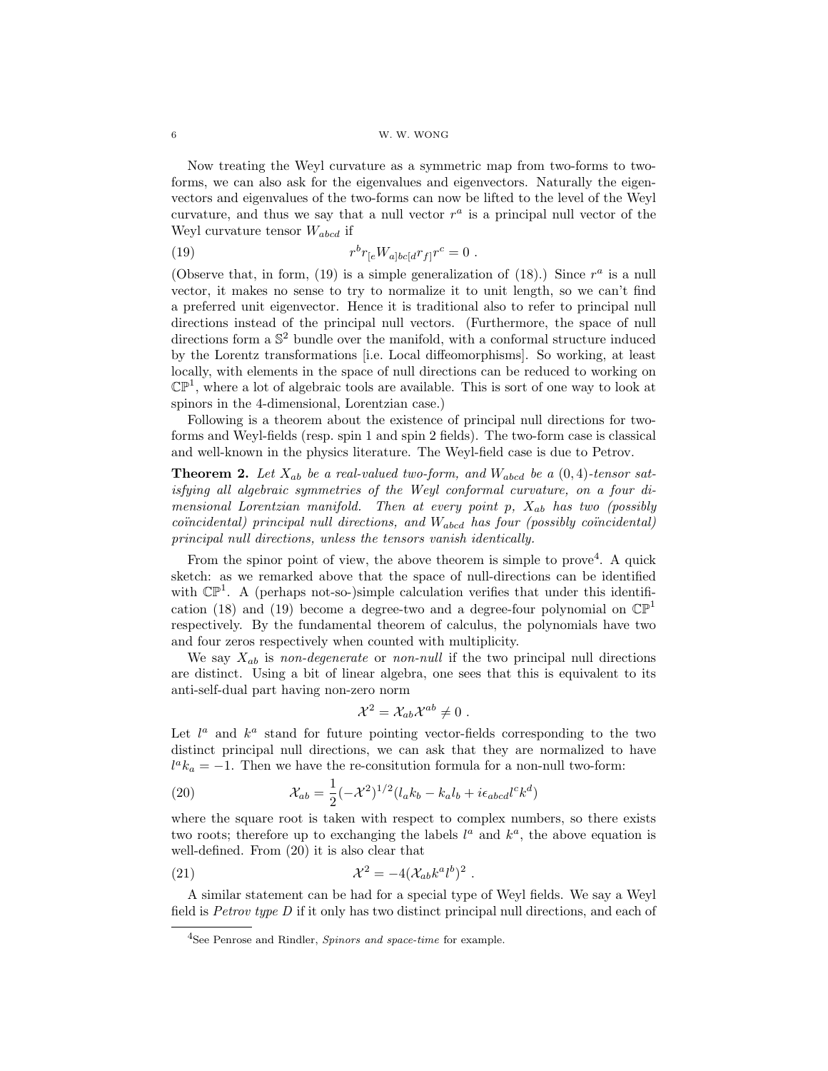Now treating the Weyl curvature as a symmetric map from two-forms to two-forms, we can also ask for the eigenvalues and eigenvectors. Naturally the eigenvectors and eigenvalues of the two-forms can now be lifted to the level of the Weyl curvature, and thus we say that a null vector $r^a$ is a principal null vector of the Weyl curvature tensor $W_{abcd}$ if

$$r^b r_{[e} W_{a]bc[d} r_{f]} r^c = 0 \ . \tag{19}$$

(Observe that, in form, (19) is a simple generalization of (18).) Since $r^a$ is a null vector, it makes no sense to try to normalize it to unit length, so we can't find a preferred unit eigenvector. Hence it is traditional also to refer to principal null directions instead of the principal null vectors. (Furthermore, the space of null directions form a $\mathbb{S}^2$ bundle over the manifold, with a conformal structure induced by the Lorentz transformations [i.e. Local diffeomorphisms]. So working, at least locally, with elements in the space of null directions can be reduced to working on $\mathbb{CP}^1$, where a lot of algebraic tools are available. This is sort of one way to look at spinors in the 4-dimensional, Lorentzian case.)

Following is a theorem about the existence of principal null directions for two-forms and Weyl-fields (resp. spin 1 and spin 2 fields). The two-form case is classical and well-known in the physics literature. The Weyl-field case is due to Petrov.

**Theorem 2.** *Let $X_{ab}$ be a real-valued two-form, and $W_{abcd}$ be a $(0,4)$-tensor satisfying all algebraic symmetries of the Weyl conformal curvature, on a four dimensional Lorentzian manifold. Then at every point $p$, $X_{ab}$ has two (possibly coïncidental) principal null directions, and $W_{abcd}$ has four (possibly coïncidental) principal null directions, unless the tensors vanish identically.*

From the spinor point of view, the above theorem is simple to prove[4]. A quick sketch: as we remarked above that the space of null-directions can be identified with $\mathbb{CP}^1$. A (perhaps not-so-)simple calculation verifies that under this identification (18) and (19) become a degree-two and a degree-four polynomial on $\mathbb{CP}^1$ respectively. By the fundamental theorem of calculus, the polynomials have two and four zeros respectively when counted with multiplicity.

We say $X_{ab}$ is *non-degenerate* or *non-null* if the two principal null directions are distinct. Using a bit of linear algebra, one sees that this is equivalent to its anti-self-dual part having non-zero norm

$$\mathcal{X}^2 = \mathcal{X}_{ab}\mathcal{X}^{ab} \neq 0 \ .$$

Let $l^a$ and $k^a$ stand for future pointing vector-fields corresponding to the two distinct principal null directions, we can ask that they are normalized to have $l^a k_a = -1$. Then we have the re-consitution formula for a non-null two-form:

$$\mathcal{X}_{ab} = \frac{1}{2}(-\mathcal{X}^2)^{1/2}(l_a k_b - k_a l_b + i\epsilon_{abcd} l^c k^d) \tag{20}$$

where the square root is taken with respect to complex numbers, so there exists two roots; therefore up to exchanging the labels $l^a$ and $k^a$, the above equation is well-defined. From (20) it is also clear that

$$\mathcal{X}^2 = -4(\mathcal{X}_{ab}k^a l^b)^2 \ . \tag{21}$$

A similar statement can be had for a special type of Weyl fields. We say a Weyl field is *Petrov type D* if it only has two distinct principal null directions, and each of

[4]See Penrose and Rindler, *Spinors and space-time* for example.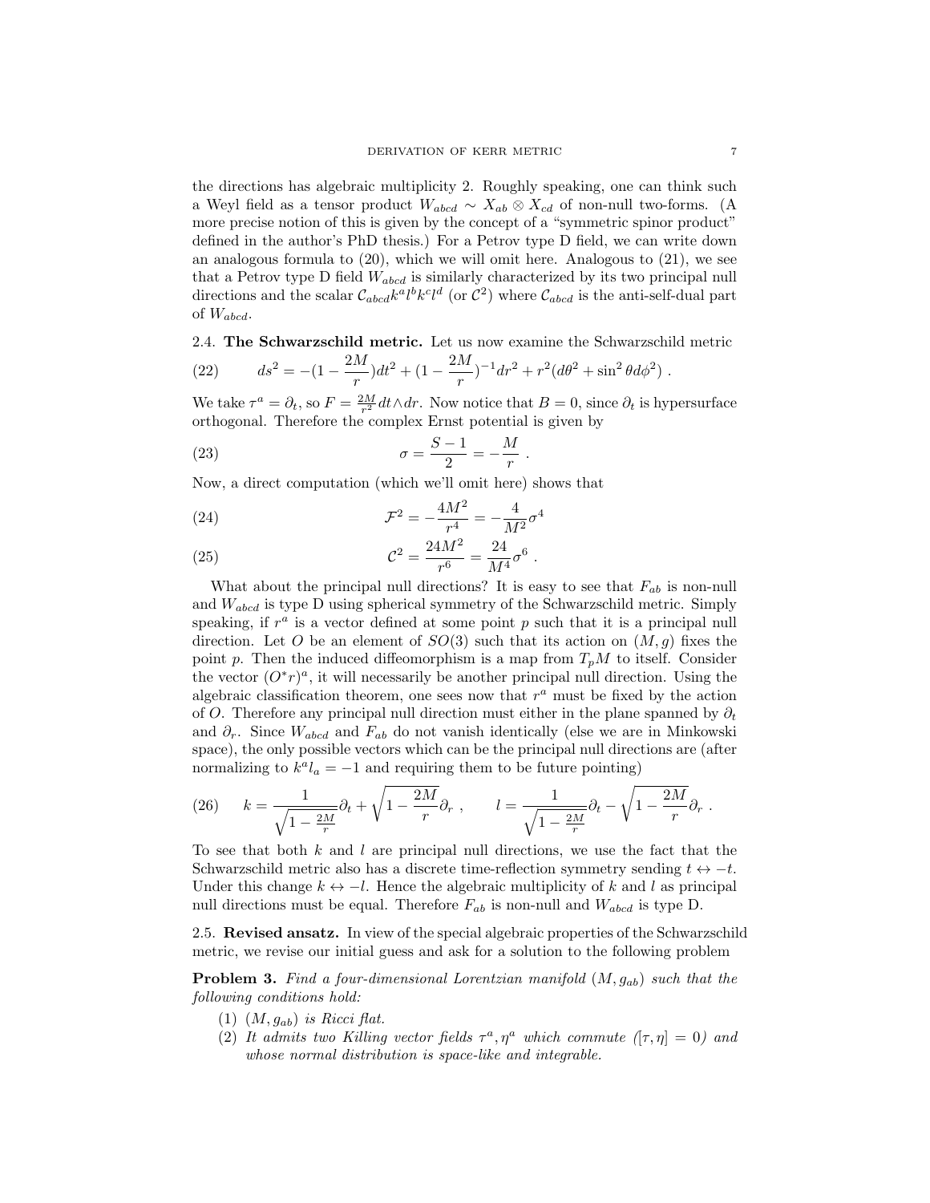the directions has algebraic multiplicity 2. Roughly speaking, one can think such a Weyl field as a tensor product $W_{abcd} \sim X_{ab} \otimes X_{cd}$ of non-null two-forms. (A more precise notion of this is given by the concept of a "symmetric spinor product" defined in the author's PhD thesis.) For a Petrov type D field, we can write down an analogous formula to (20), which we will omit here. Analogous to (21), we see that a Petrov type D field $W_{abcd}$ is similarly characterized by its two principal null directions and the scalar $\mathcal{C}_{abcd}k^a l^b k^c l^d$ (or $\mathcal{C}^2$) where $\mathcal{C}_{abcd}$ is the anti-self-dual part of $W_{abcd}$.

### 2.4. The Schwarzschild metric.

Let us now examine the Schwarzschild metric

$$ds^2 = -(1 - \frac{2M}{r})dt^2 + (1 - \frac{2M}{r})^{-1}dr^2 + r^2(d\theta^2 + \sin^2\theta d\phi^2) \ . \tag{22}$$

We take $\tau^a = \partial_t$, so $F = \frac{2M}{r^2}dt \wedge dr$. Now notice that $B = 0$, since $\partial_t$ is hypersurface orthogonal. Therefore the complex Ernst potential is given by

$$\sigma = \frac{S-1}{2} = -\frac{M}{r} \ . \tag{23}$$

Now, a direct computation (which we'll omit here) shows that

$$\mathcal{F}^2 = -\frac{4M^2}{r^4} = -\frac{4}{M^2}\sigma^4 \tag{24}$$

$$\mathcal{C}^2 = \frac{24M^2}{r^6} = \frac{24}{M^4}\sigma^6 \ . \tag{25}$$

What about the principal null directions? It is easy to see that $F_{ab}$ is non-null and $W_{abcd}$ is type D using spherical symmetry of the Schwarzschild metric. Simply speaking, if $r^a$ is a vector defined at some point $p$ such that it is a principal null direction. Let $O$ be an element of $SO(3)$ such that its action on $(M, g)$ fixes the point $p$. Then the induced diffeomorphism is a map from $T_pM$ to itself. Consider the vector $(O^*r)^a$, it will necessarily be another principal null direction. Using the algebraic classification theorem, one sees now that $r^a$ must be fixed by the action of $O$. Therefore any principal null direction must either in the plane spanned by $\partial_t$ and $\partial_r$. Since $W_{abcd}$ and $F_{ab}$ do not vanish identically (else we are in Minkowski space), the only possible vectors which can be the principal null directions are (after normalizing to $k^a l_a = -1$ and requiring them to be future pointing)

$$k = \frac{1}{\sqrt{1 - \frac{2M}{r}}}\partial_t + \sqrt{1 - \frac{2M}{r}}\partial_r \ , \qquad l = \frac{1}{\sqrt{1 - \frac{2M}{r}}}\partial_t - \sqrt{1 - \frac{2M}{r}}\partial_r \ . \tag{26}$$

To see that both $k$ and $l$ are principal null directions, we use the fact that the Schwarzschild metric also has a discrete time-reflection symmetry sending $t \leftrightarrow -t$. Under this change $k \leftrightarrow -l$. Hence the algebraic multiplicity of $k$ and $l$ as principal null directions must be equal. Therefore $F_{ab}$ is non-null and $W_{abcd}$ is type D.

### 2.5. Revised ansatz.

In view of the special algebraic properties of the Schwarzschild metric, we revise our initial guess and ask for a solution to the following problem

**Problem 3.** *Find a four-dimensional Lorentzian manifold $(M, g_{ab})$ such that the following conditions hold:*

1. *$(M, g_{ab})$ is Ricci flat.*
2. *It admits two Killing vector fields $\tau^a, \eta^a$ which commute ($[\tau, \eta] = 0$) and whose normal distribution is space-like and integrable.*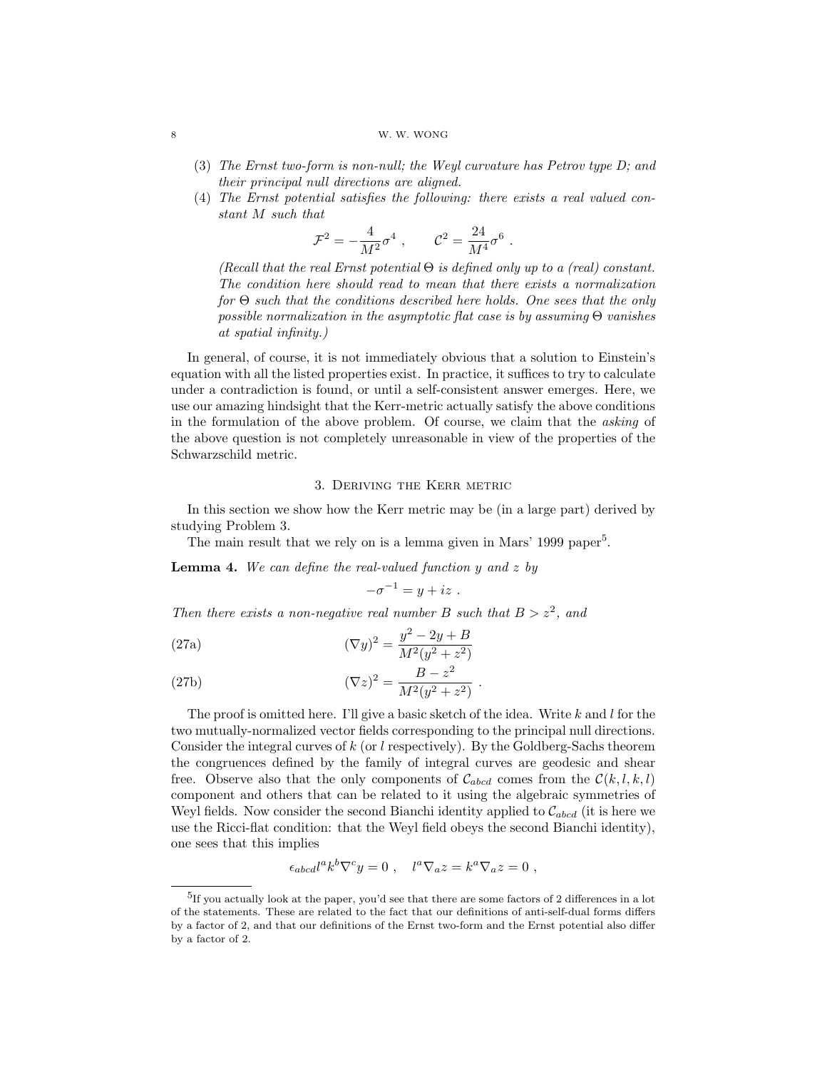(3) *The Ernst two-form is non-null; the Weyl curvature has Petrov type D; and their principal null directions are aligned.*

(4) *The Ernst potential satisfies the following: there exists a real valued constant $M$ such that*

$$\mathcal{F}^2 = -\frac{4}{M^2}\sigma^4 \ , \qquad \mathcal{C}^2 = \frac{24}{M^4}\sigma^6 \ .$$

*(Recall that the real Ernst potential $\Theta$ is defined only up to a (real) constant. The condition here should read to mean that there exists a normalization for $\Theta$ such that the conditions described here holds. One sees that the only possible normalization in the asymptotic flat case is by assuming $\Theta$ vanishes at spatial infinity.)*

In general, of course, it is not immediately obvious that a solution to Einstein's equation with all the listed properties exist. In practice, it suffices to try to calculate under a contradiction is found, or until a self-consistent answer emerges. Here, we use our amazing hindsight that the Kerr-metric actually satisfy the above conditions in the formulation of the above problem. Of course, we claim that the *asking* of the above question is not completely unreasonable in view of the properties of the Schwarzschild metric.

## 3. Deriving the Kerr metric

In this section we show how the Kerr metric may be (in a large part) derived by studying Problem 3.

The main result that we rely on is a lemma given in Mars' 1999 paper[5].

**Lemma 4.** *We can define the real-valued function $y$ and $z$ by*

$$-\sigma^{-1} = y + iz \ .$$

*Then there exists a non-negative real number $B$ such that $B > z^2$, and*

$$(\nabla y)^2 = \frac{y^2 - 2y + B}{M^2(y^2 + z^2)} \tag{27a}$$

$$(\nabla z)^2 = \frac{B - z^2}{M^2(y^2 + z^2)} \ . \tag{27b}$$

The proof is omitted here. I'll give a basic sketch of the idea. Write $k$ and $l$ for the two mutually-normalized vector fields corresponding to the principal null directions. Consider the integral curves of $k$ (or $l$ respectively). By the Goldberg-Sachs theorem the congruences defined by the family of integral curves are geodesic and shear free. Observe also that the only components of $\mathcal{C}_{abcd}$ comes from the $\mathcal{C}(k, l, k, l)$ component and others that can be related to it using the algebraic symmetries of Weyl fields. Now consider the second Bianchi identity applied to $\mathcal{C}_{abcd}$ (it is here we use the Ricci-flat condition: that the Weyl field obeys the second Bianchi identity), one sees that this implies

$$\epsilon_{abcd} l^a k^b \nabla^c y = 0 \ , \quad l^a \nabla_a z = k^a \nabla_a z = 0 \ ,$$

---

[5] If you actually look at the paper, you'd see that there are some factors of 2 differences in a lot of the statements. These are related to the fact that our definitions of anti-self-dual forms differs by a factor of 2, and that our definitions of the Ernst two-form and the Ernst potential also differ by a factor of 2.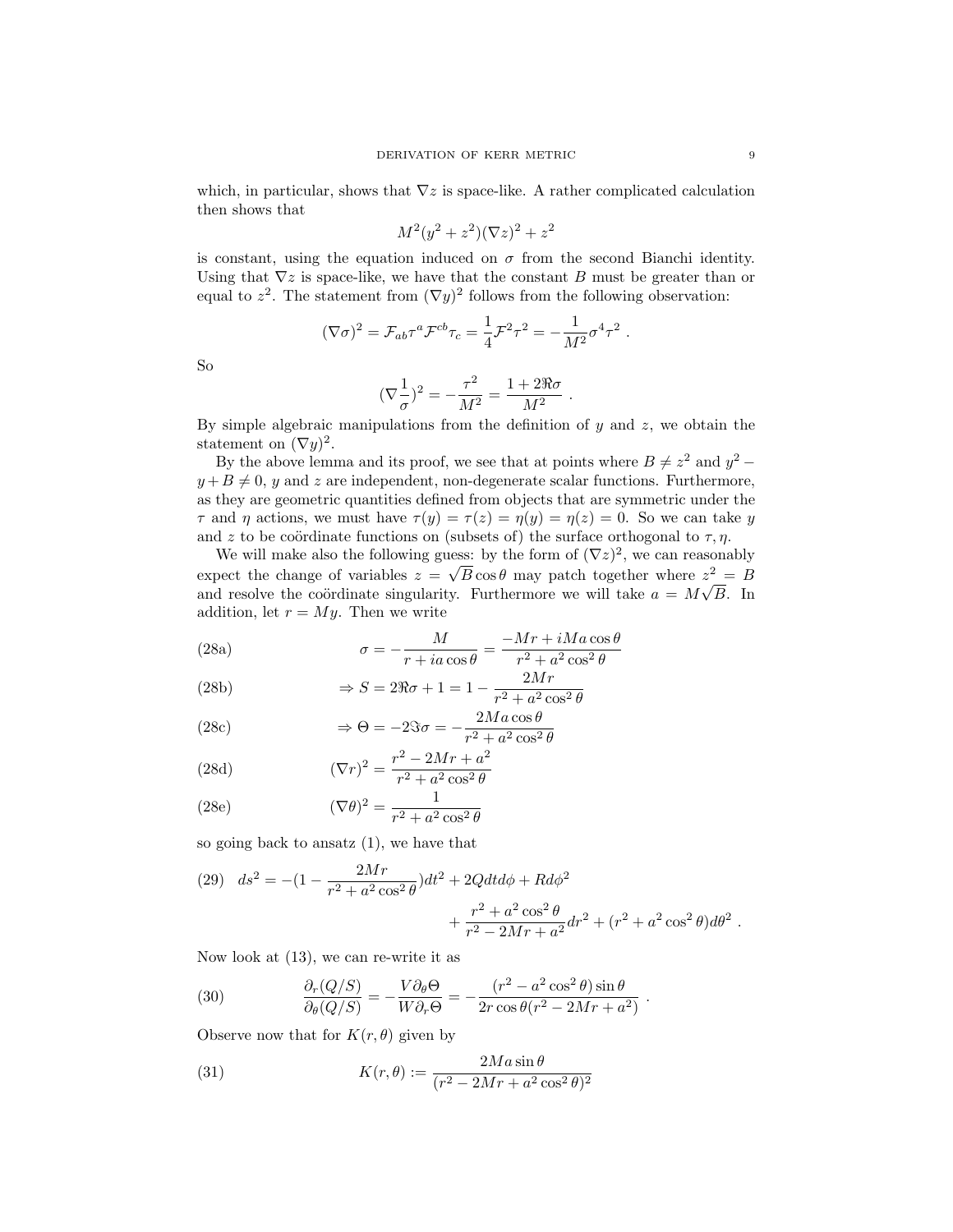which, in particular, shows that $\nabla z$ is space-like. A rather complicated calculation then shows that

$$M^2(y^2+z^2)(\nabla z)^2 + z^2$$

is constant, using the equation induced on $\sigma$ from the second Bianchi identity. Using that $\nabla z$ is space-like, we have that the constant $B$ must be greater than or equal to $z^2$. The statement from $(\nabla y)^2$ follows from the following observation:

$$(\nabla\sigma)^2 = \mathcal{F}_{ab}\tau^a\mathcal{F}^{cb}\tau_c = \frac{1}{4}\mathcal{F}^2\tau^2 = -\frac{1}{M^2}\sigma^4\tau^2 \ .$$

So

$$(\nabla\frac{1}{\sigma})^2 = -\frac{\tau^2}{M^2} = \frac{1+2\Re\sigma}{M^2} \ .$$

By simple algebraic manipulations from the definition of $y$ and $z$, we obtain the statement on $(\nabla y)^2$.

By the above lemma and its proof, we see that at points where $B \neq z^2$ and $y^2 - y + B \neq 0$, $y$ and $z$ are independent, non-degenerate scalar functions. Furthermore, as they are geometric quantities defined from objects that are symmetric under the $\tau$ and $\eta$ actions, we must have $\tau(y) = \tau(z) = \eta(y) = \eta(z) = 0$. So we can take $y$ and $z$ to be coördinate functions on (subsets of) the surface orthogonal to $\tau, \eta$.

We will make also the following guess: by the form of $(\nabla z)^2$, we can reasonably expect the change of variables $z = \sqrt{B}\cos\theta$ may patch together where $z^2 = B$ and resolve the coördinate singularity. Furthermore we will take $a = M\sqrt{B}$. In addition, let $r = My$. Then we write

$$\sigma = -\frac{M}{r+ia\cos\theta} = \frac{-Mr + iMa\cos\theta}{r^2+a^2\cos^2\theta} \tag{28a}$$

$$\Rightarrow S = 2\Re\sigma + 1 = 1 - \frac{2Mr}{r^2+a^2\cos^2\theta} \tag{28b}$$

$$\Rightarrow \Theta = -2\Im\sigma = -\frac{2Ma\cos\theta}{r^2+a^2\cos^2\theta} \tag{28c}$$

$$(\nabla r)^2 = \frac{r^2-2Mr+a^2}{r^2+a^2\cos^2\theta} \tag{28d}$$

$$(\nabla\theta)^2 = \frac{1}{r^2+a^2\cos^2\theta} \tag{28e}$$

so going back to ansatz (1), we have that

$$ds^2 = -(1-\frac{2Mr}{r^2+a^2\cos^2\theta})dt^2 + 2Qdtd\phi + Rd\phi^2 + \frac{r^2+a^2\cos^2\theta}{r^2-2Mr+a^2}dr^2 + (r^2+a^2\cos^2\theta)d\theta^2 \ . \tag{29}$$

Now look at (13), we can re-write it as

$$\frac{\partial_r(Q/S)}{\partial_\theta(Q/S)} = -\frac{V\partial_\theta\Theta}{W\partial_r\Theta} = -\frac{(r^2-a^2\cos^2\theta)\sin\theta}{2r\cos\theta(r^2-2Mr+a^2)} \ . \tag{30}$$

Observe now that for $K(r,\theta)$ given by

$$K(r,\theta) := \frac{2Ma\sin\theta}{(r^2-2Mr+a^2\cos^2\theta)^2} \tag{31}$$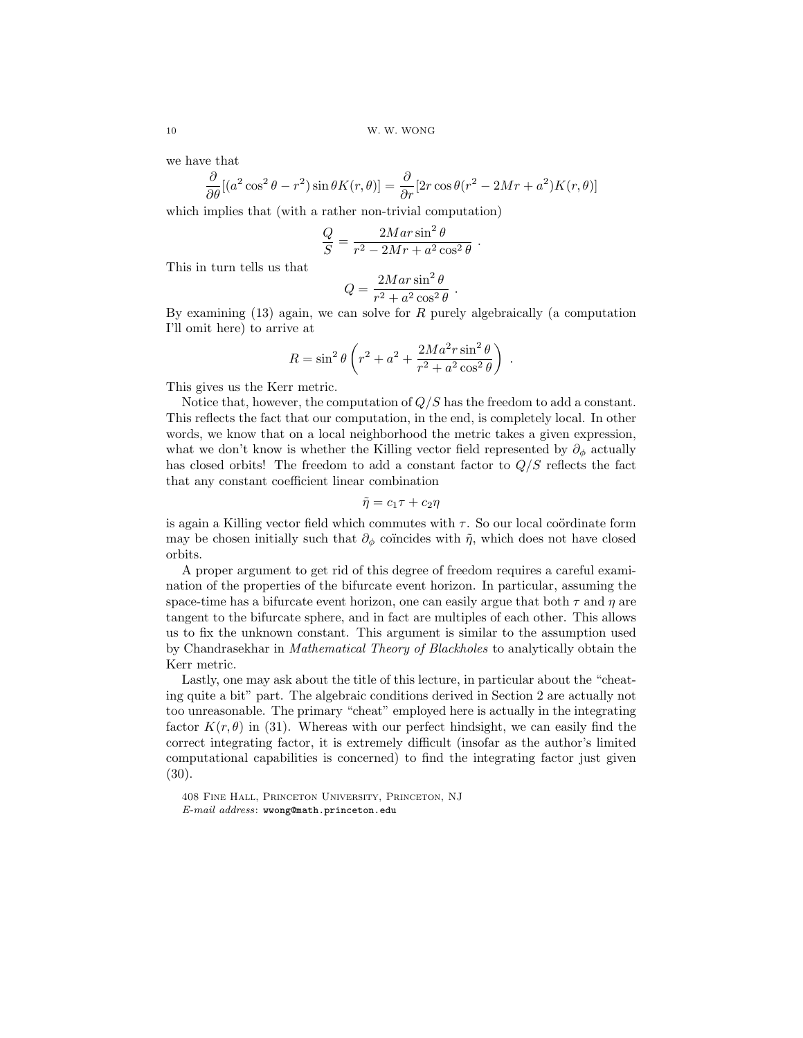we have that

$$\frac{\partial}{\partial\theta}[(a^2\cos^2\theta - r^2)\sin\theta K(r,\theta)] = \frac{\partial}{\partial r}[2r\cos\theta(r^2 - 2Mr + a^2)K(r,\theta)]$$

which implies that (with a rather non-trivial computation)

$$\frac{Q}{S} = \frac{2Mar\sin^2\theta}{r^2 - 2Mr + a^2\cos^2\theta} \ .$$

This in turn tells us that

$$Q = \frac{2Mar\sin^2\theta}{r^2 + a^2\cos^2\theta} \ .$$

By examining (13) again, we can solve for $R$ purely algebraically (a computation I'll omit here) to arrive at

$$R = \sin^2\theta\left(r^2 + a^2 + \frac{2Ma^2r\sin^2\theta}{r^2 + a^2\cos^2\theta}\right) \ .$$

This gives us the Kerr metric.

Notice that, however, the computation of $Q/S$ has the freedom to add a constant. This reflects the fact that our computation, in the end, is completely local. In other words, we know that on a local neighborhood the metric takes a given expression, what we don't know is whether the Killing vector field represented by $\partial_\phi$ actually has closed orbits! The freedom to add a constant factor to $Q/S$ reflects the fact that any constant coefficient linear combination

$$\tilde{\eta} = c_1\tau + c_2\eta$$

is again a Killing vector field which commutes with $\tau$. So our local coördinate form may be chosen initially such that $\partial_\phi$ coïncides with $\tilde{\eta}$, which does not have closed orbits.

A proper argument to get rid of this degree of freedom requires a careful examination of the properties of the bifurcate event horizon. In particular, assuming the space-time has a bifurcate event horizon, one can easily argue that both $\tau$ and $\eta$ are tangent to the bifurcate sphere, and in fact are multiples of each other. This allows us to fix the unknown constant. This argument is similar to the assumption used by Chandrasekhar in *Mathematical Theory of Blackholes* to analytically obtain the Kerr metric.

Lastly, one may ask about the title of this lecture, in particular about the "cheating quite a bit" part. The algebraic conditions derived in Section 2 are actually not too unreasonable. The primary "cheat" employed here is actually in the integrating factor $K(r,\theta)$ in (31). Whereas with our perfect hindsight, we can easily find the correct integrating factor, it is extremely difficult (insofar as the author's limited computational capabilities is concerned) to find the integrating factor just given (30).

408 Fine Hall, Princeton University, Princeton, NJ

*E-mail address*: wwong@math.princeton.edu